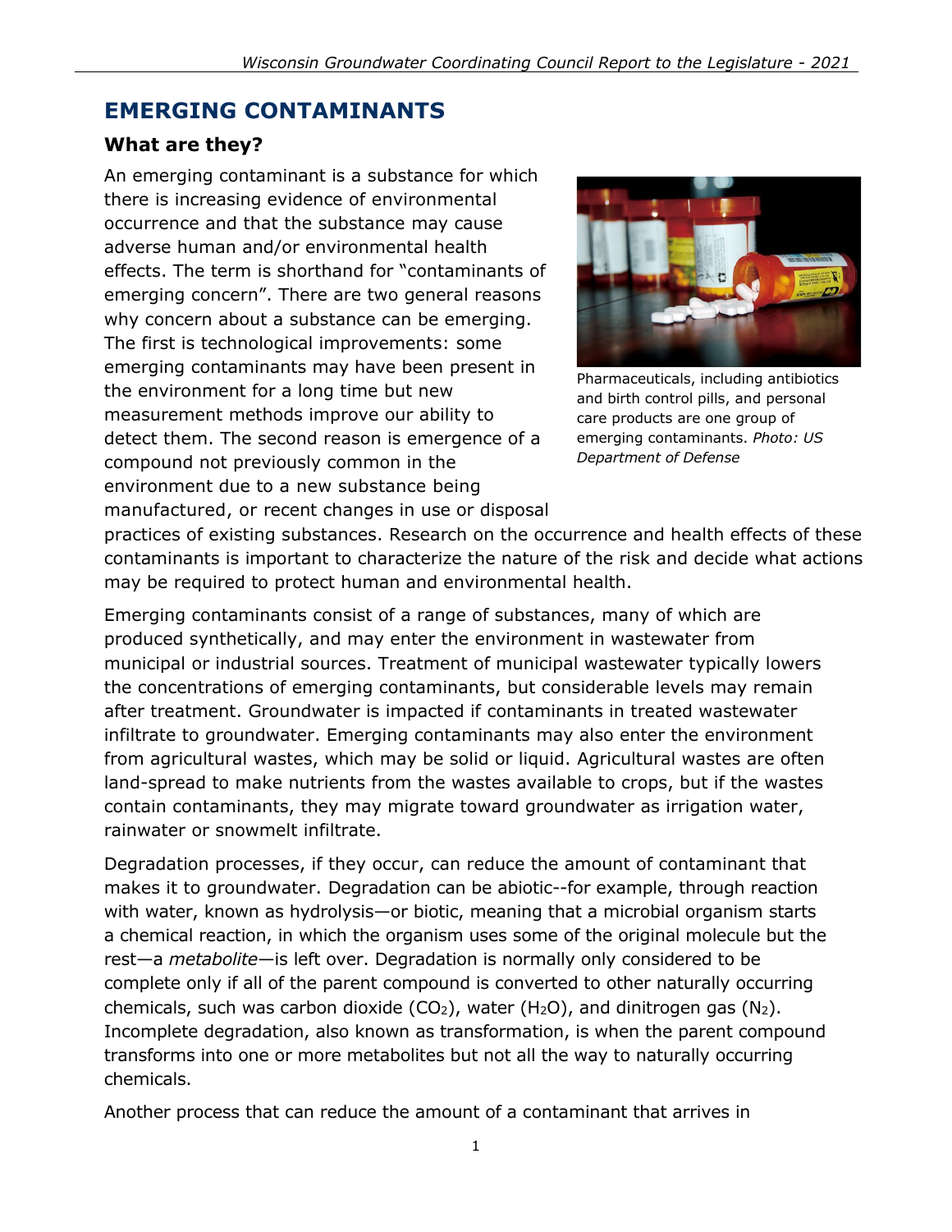# EMERGING CONTAMINANTS

## What are they?

An emerging contaminant is a substance for which there is increasing evidence of environmental occurrence and that the substance may cause adverse human and/or environmental health effects. The term is shorthand for "contaminants of emerging concern". There are two general reasons why concern about a substance can be emerging. The first is technological improvements: some emerging contaminants may have been present in the environment for a long time but new measurement methods improve our ability to detect them. The second reason is emergence of a compound not previously common in the environment due to a new substance being manufactured, or recent changes in use or disposal practices of existing substances. Research on the occurrence and health effects of these contaminants is important to characterize the nature of the risk and decide what actions may be required to protect human and environmental health.

Pharmaceuticals, including antibiotics and birth control pills, and personal care products are one group of emerging contaminants. *Photo: US Department of Defense*

Emerging contaminants consist of a range of substances, many of which are produced synthetically, and may enter the environment in wastewater from municipal or industrial sources. Treatment of municipal wastewater typically lowers the concentrations of emerging contaminants, but considerable levels may remain after treatment. Groundwater is impacted if contaminants in treated wastewater infiltrate to groundwater. Emerging contaminants may also enter the environment from agricultural wastes, which may be solid or liquid. Agricultural wastes are often land-spread to make nutrients from the wastes available to crops, but if the wastes contain contaminants, they may migrate toward groundwater as irrigation water, rainwater or snowmelt infiltrate.

Degradation processes, if they occur, can reduce the amount of contaminant that makes it to groundwater. Degradation can be abiotic--for example, through reaction with water, known as hydrolysis—or biotic, meaning that a microbial organism starts a chemical reaction, in which the organism uses some of the original molecule but the rest—a *metabolite*—is left over. Degradation is normally only considered to be complete only if all of the parent compound is converted to other naturally occurring chemicals, such was carbon dioxide ($CO_2$), water ($H_2O$), and dinitrogen gas ($N_2$). Incomplete degradation, also known as transformation, is when the parent compound transforms into one or more metabolites but not all the way to naturally occurring chemicals.

Another process that can reduce the amount of a contaminant that arrives in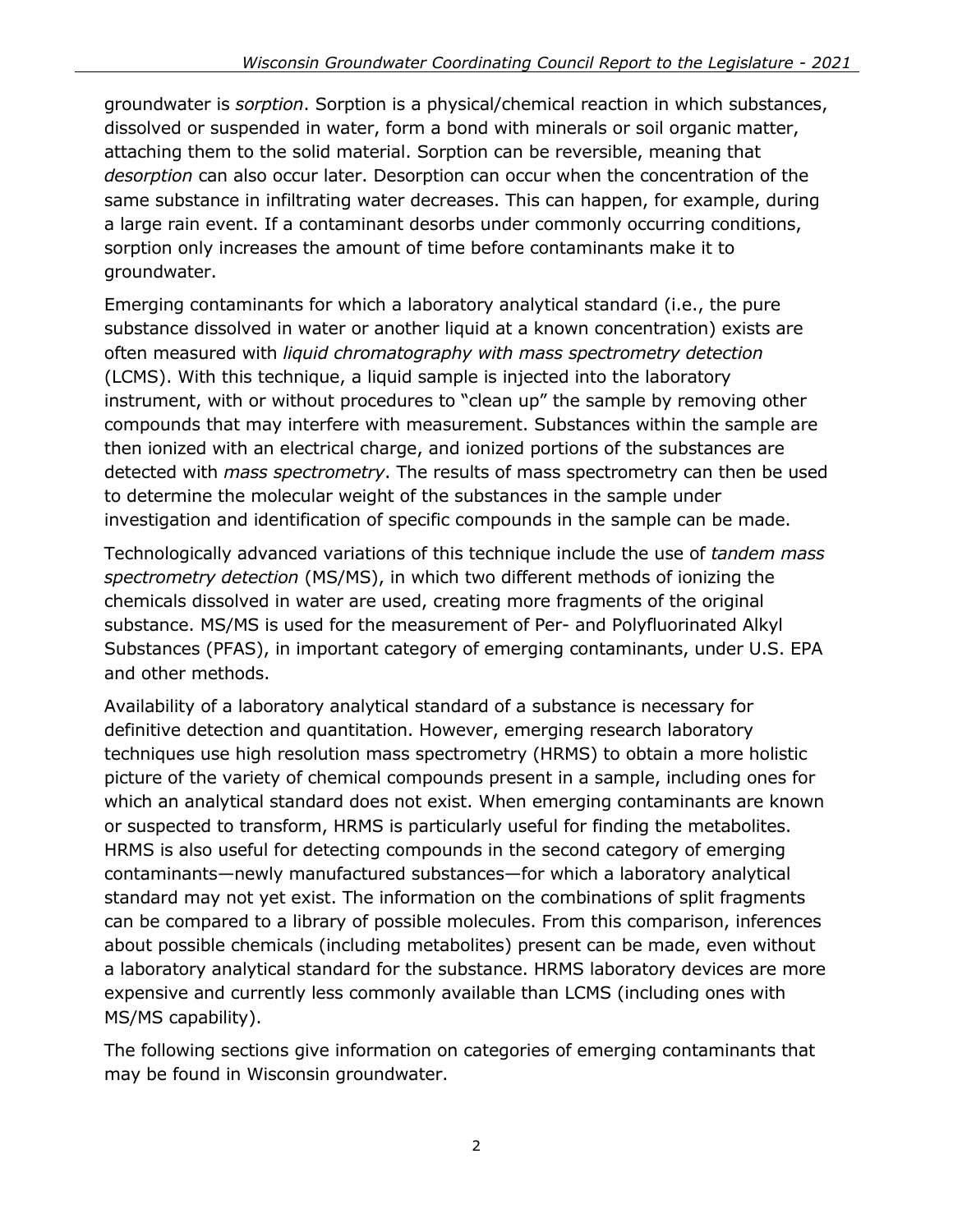groundwater is *sorption*. Sorption is a physical/chemical reaction in which substances, dissolved or suspended in water, form a bond with minerals or soil organic matter, attaching them to the solid material. Sorption can be reversible, meaning that *desorption* can also occur later. Desorption can occur when the concentration of the same substance in infiltrating water decreases. This can happen, for example, during a large rain event. If a contaminant desorbs under commonly occurring conditions, sorption only increases the amount of time before contaminants make it to groundwater.

Emerging contaminants for which a laboratory analytical standard (i.e., the pure substance dissolved in water or another liquid at a known concentration) exists are often measured with *liquid chromatography with mass spectrometry detection* (LCMS). With this technique, a liquid sample is injected into the laboratory instrument, with or without procedures to "clean up" the sample by removing other compounds that may interfere with measurement. Substances within the sample are then ionized with an electrical charge, and ionized portions of the substances are detected with *mass spectrometry*. The results of mass spectrometry can then be used to determine the molecular weight of the substances in the sample under investigation and identification of specific compounds in the sample can be made.

Technologically advanced variations of this technique include the use of *tandem mass spectrometry detection* (MS/MS), in which two different methods of ionizing the chemicals dissolved in water are used, creating more fragments of the original substance. MS/MS is used for the measurement of Per- and Polyfluorinated Alkyl Substances (PFAS), in important category of emerging contaminants, under U.S. EPA and other methods.

Availability of a laboratory analytical standard of a substance is necessary for definitive detection and quantitation. However, emerging research laboratory techniques use high resolution mass spectrometry (HRMS) to obtain a more holistic picture of the variety of chemical compounds present in a sample, including ones for which an analytical standard does not exist. When emerging contaminants are known or suspected to transform, HRMS is particularly useful for finding the metabolites. HRMS is also useful for detecting compounds in the second category of emerging contaminants—newly manufactured substances—for which a laboratory analytical standard may not yet exist. The information on the combinations of split fragments can be compared to a library of possible molecules. From this comparison, inferences about possible chemicals (including metabolites) present can be made, even without a laboratory analytical standard for the substance. HRMS laboratory devices are more expensive and currently less commonly available than LCMS (including ones with MS/MS capability).

The following sections give information on categories of emerging contaminants that may be found in Wisconsin groundwater.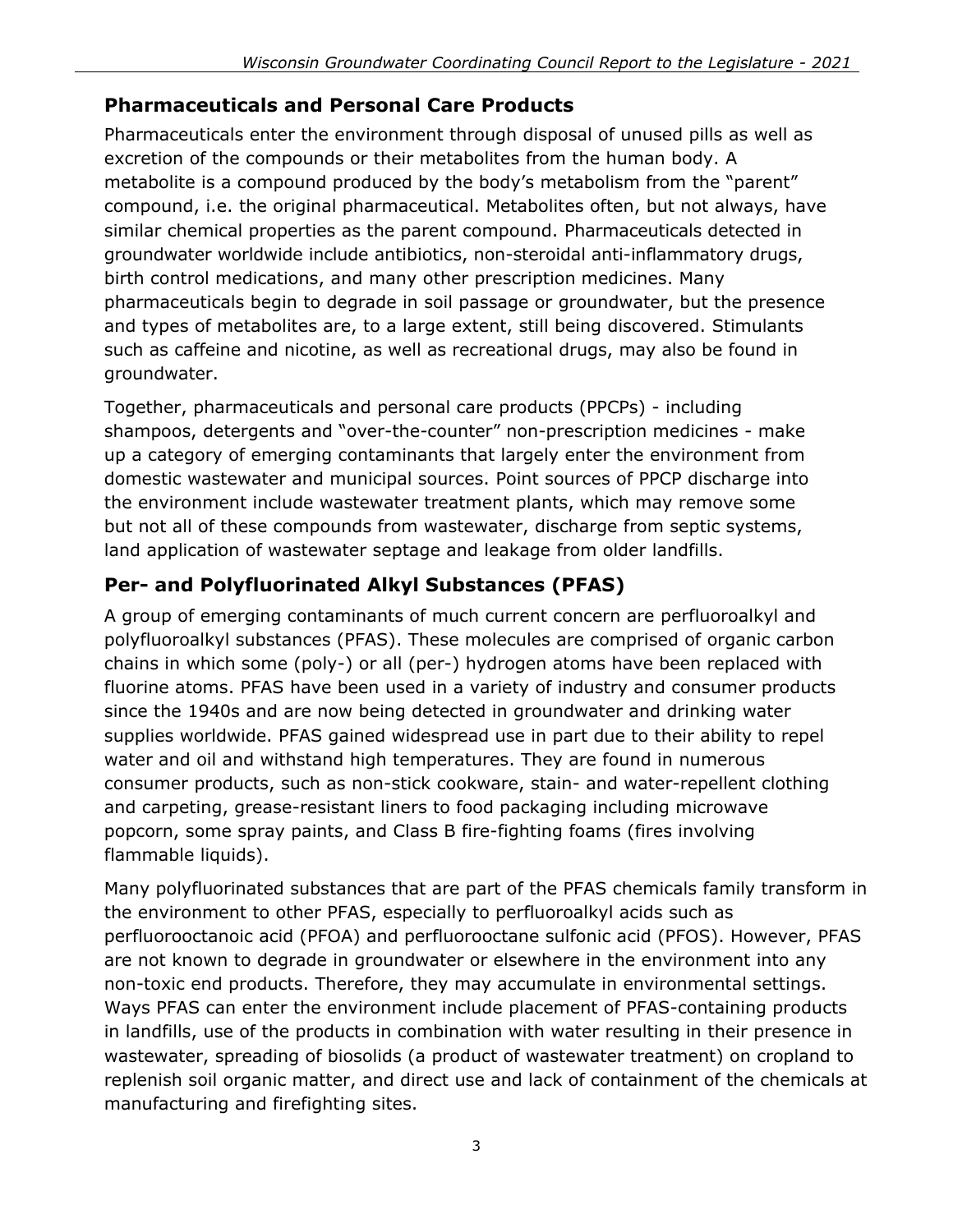## Pharmaceuticals and Personal Care Products

Pharmaceuticals enter the environment through disposal of unused pills as well as excretion of the compounds or their metabolites from the human body. A metabolite is a compound produced by the body's metabolism from the "parent" compound, i.e. the original pharmaceutical. Metabolites often, but not always, have similar chemical properties as the parent compound. Pharmaceuticals detected in groundwater worldwide include antibiotics, non-steroidal anti-inflammatory drugs, birth control medications, and many other prescription medicines. Many pharmaceuticals begin to degrade in soil passage or groundwater, but the presence and types of metabolites are, to a large extent, still being discovered. Stimulants such as caffeine and nicotine, as well as recreational drugs, may also be found in groundwater.

Together, pharmaceuticals and personal care products (PPCPs) - including shampoos, detergents and "over-the-counter" non-prescription medicines - make up a category of emerging contaminants that largely enter the environment from domestic wastewater and municipal sources. Point sources of PPCP discharge into the environment include wastewater treatment plants, which may remove some but not all of these compounds from wastewater, discharge from septic systems, land application of wastewater septage and leakage from older landfills.

## Per- and Polyfluorinated Alkyl Substances (PFAS)

A group of emerging contaminants of much current concern are perfluoroalkyl and polyfluoroalkyl substances (PFAS). These molecules are comprised of organic carbon chains in which some (poly-) or all (per-) hydrogen atoms have been replaced with fluorine atoms. PFAS have been used in a variety of industry and consumer products since the 1940s and are now being detected in groundwater and drinking water supplies worldwide. PFAS gained widespread use in part due to their ability to repel water and oil and withstand high temperatures. They are found in numerous consumer products, such as non-stick cookware, stain- and water-repellent clothing and carpeting, grease-resistant liners to food packaging including microwave popcorn, some spray paints, and Class B fire-fighting foams (fires involving flammable liquids).

Many polyfluorinated substances that are part of the PFAS chemicals family transform in the environment to other PFAS, especially to perfluoroalkyl acids such as perfluorooctanoic acid (PFOA) and perfluorooctane sulfonic acid (PFOS). However, PFAS are not known to degrade in groundwater or elsewhere in the environment into any non-toxic end products. Therefore, they may accumulate in environmental settings. Ways PFAS can enter the environment include placement of PFAS-containing products in landfills, use of the products in combination with water resulting in their presence in wastewater, spreading of biosolids (a product of wastewater treatment) on cropland to replenish soil organic matter, and direct use and lack of containment of the chemicals at manufacturing and firefighting sites.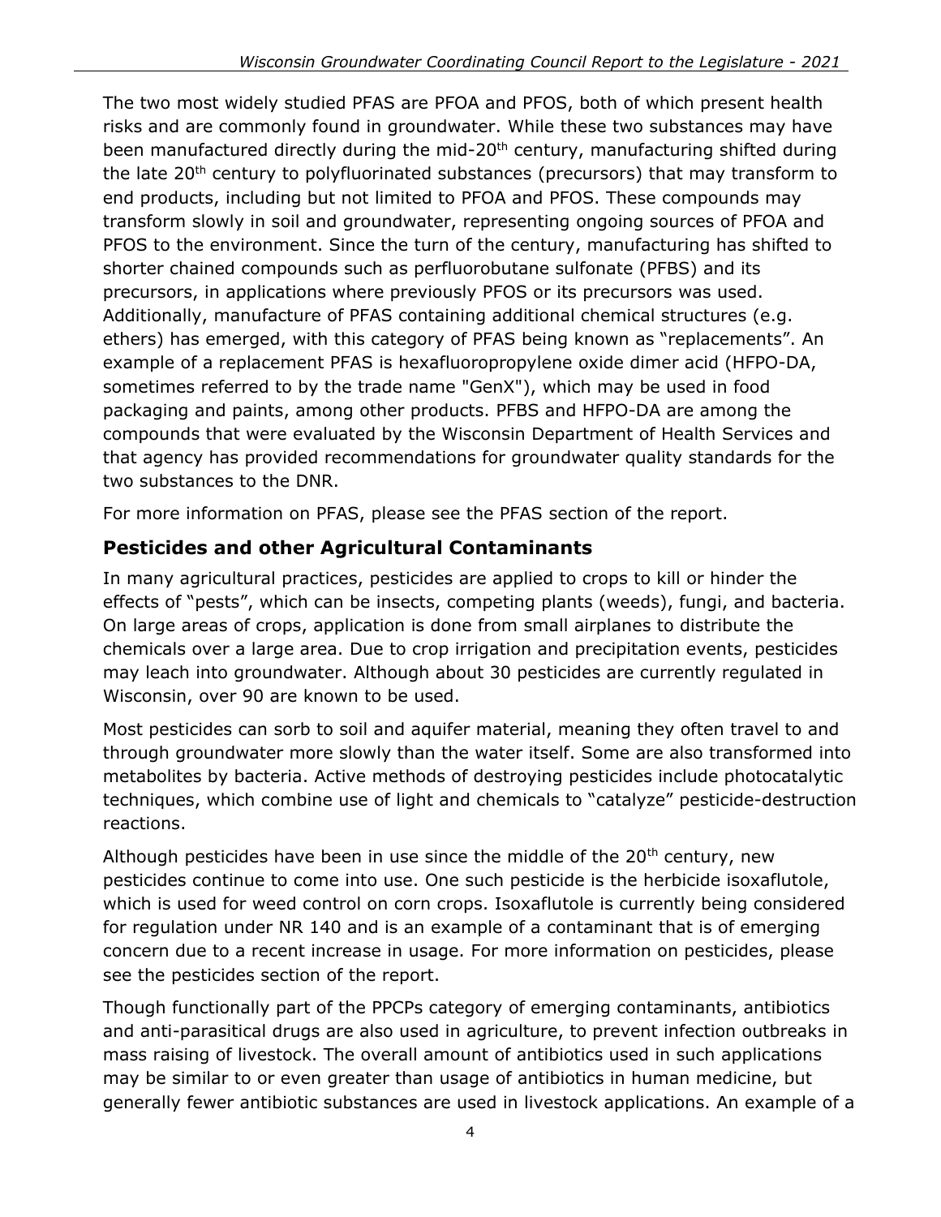The two most widely studied PFAS are PFOA and PFOS, both of which present health risks and are commonly found in groundwater. While these two substances may have been manufactured directly during the mid-20$^{th}$ century, manufacturing shifted during the late 20$^{th}$ century to polyfluorinated substances (precursors) that may transform to end products, including but not limited to PFOA and PFOS. These compounds may transform slowly in soil and groundwater, representing ongoing sources of PFOA and PFOS to the environment. Since the turn of the century, manufacturing has shifted to shorter chained compounds such as perfluorobutane sulfonate (PFBS) and its precursors, in applications where previously PFOS or its precursors was used. Additionally, manufacture of PFAS containing additional chemical structures (e.g. ethers) has emerged, with this category of PFAS being known as "replacements". An example of a replacement PFAS is hexafluoropropylene oxide dimer acid (HFPO-DA, sometimes referred to by the trade name "GenX"), which may be used in food packaging and paints, among other products. PFBS and HFPO-DA are among the compounds that were evaluated by the Wisconsin Department of Health Services and that agency has provided recommendations for groundwater quality standards for the two substances to the DNR.

For more information on PFAS, please see the PFAS section of the report.

## Pesticides and other Agricultural Contaminants

In many agricultural practices, pesticides are applied to crops to kill or hinder the effects of "pests", which can be insects, competing plants (weeds), fungi, and bacteria. On large areas of crops, application is done from small airplanes to distribute the chemicals over a large area. Due to crop irrigation and precipitation events, pesticides may leach into groundwater. Although about 30 pesticides are currently regulated in Wisconsin, over 90 are known to be used.

Most pesticides can sorb to soil and aquifer material, meaning they often travel to and through groundwater more slowly than the water itself. Some are also transformed into metabolites by bacteria. Active methods of destroying pesticides include photocatalytic techniques, which combine use of light and chemicals to "catalyze" pesticide-destruction reactions.

Although pesticides have been in use since the middle of the 20$^{th}$ century, new pesticides continue to come into use. One such pesticide is the herbicide isoxaflutole, which is used for weed control on corn crops. Isoxaflutole is currently being considered for regulation under NR 140 and is an example of a contaminant that is of emerging concern due to a recent increase in usage. For more information on pesticides, please see the pesticides section of the report.

Though functionally part of the PPCPs category of emerging contaminants, antibiotics and anti-parasitical drugs are also used in agriculture, to prevent infection outbreaks in mass raising of livestock. The overall amount of antibiotics used in such applications may be similar to or even greater than usage of antibiotics in human medicine, but generally fewer antibiotic substances are used in livestock applications. An example of a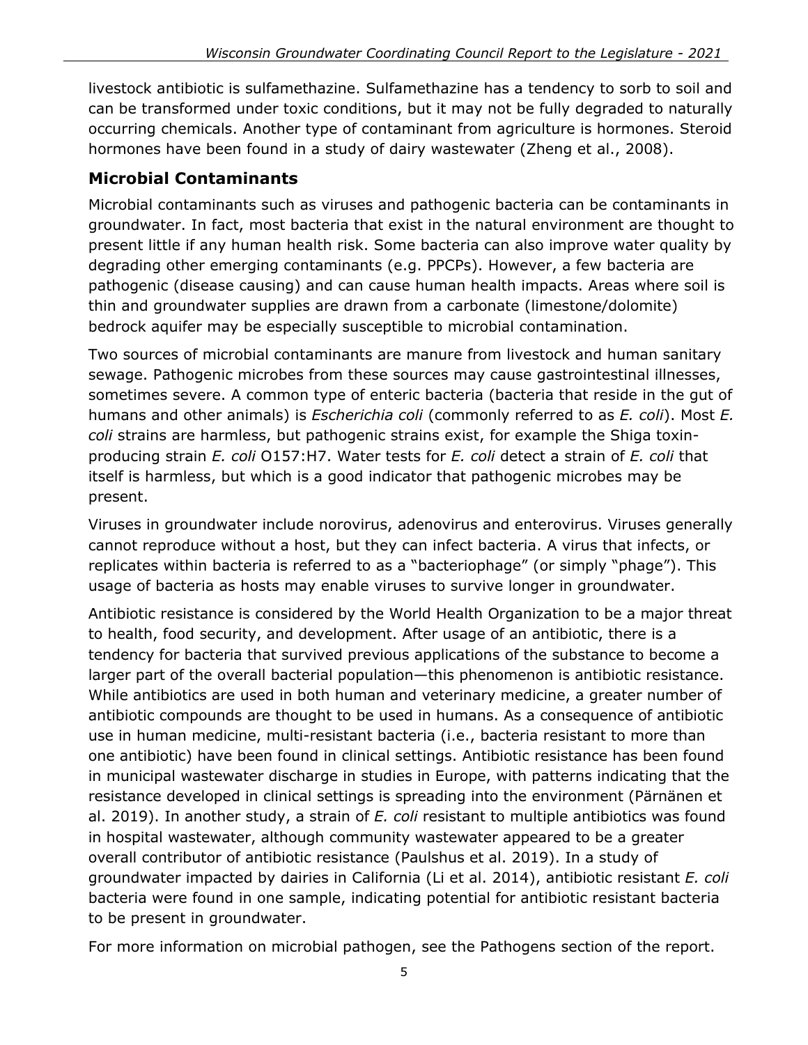livestock antibiotic is sulfamethazine. Sulfamethazine has a tendency to sorb to soil and can be transformed under toxic conditions, but it may not be fully degraded to naturally occurring chemicals. Another type of contaminant from agriculture is hormones. Steroid hormones have been found in a study of dairy wastewater (Zheng et al., 2008).

## Microbial Contaminants

Microbial contaminants such as viruses and pathogenic bacteria can be contaminants in groundwater. In fact, most bacteria that exist in the natural environment are thought to present little if any human health risk. Some bacteria can also improve water quality by degrading other emerging contaminants (e.g. PPCPs). However, a few bacteria are pathogenic (disease causing) and can cause human health impacts. Areas where soil is thin and groundwater supplies are drawn from a carbonate (limestone/dolomite) bedrock aquifer may be especially susceptible to microbial contamination.

Two sources of microbial contaminants are manure from livestock and human sanitary sewage. Pathogenic microbes from these sources may cause gastrointestinal illnesses, sometimes severe. A common type of enteric bacteria (bacteria that reside in the gut of humans and other animals) is *Escherichia coli* (commonly referred to as *E. coli*). Most *E. coli* strains are harmless, but pathogenic strains exist, for example the Shiga toxin-producing strain *E. coli* O157:H7. Water tests for *E. coli* detect a strain of *E. coli* that itself is harmless, but which is a good indicator that pathogenic microbes may be present.

Viruses in groundwater include norovirus, adenovirus and enterovirus. Viruses generally cannot reproduce without a host, but they can infect bacteria. A virus that infects, or replicates within bacteria is referred to as a "bacteriophage" (or simply "phage"). This usage of bacteria as hosts may enable viruses to survive longer in groundwater.

Antibiotic resistance is considered by the World Health Organization to be a major threat to health, food security, and development. After usage of an antibiotic, there is a tendency for bacteria that survived previous applications of the substance to become a larger part of the overall bacterial population—this phenomenon is antibiotic resistance. While antibiotics are used in both human and veterinary medicine, a greater number of antibiotic compounds are thought to be used in humans. As a consequence of antibiotic use in human medicine, multi-resistant bacteria (i.e., bacteria resistant to more than one antibiotic) have been found in clinical settings. Antibiotic resistance has been found in municipal wastewater discharge in studies in Europe, with patterns indicating that the resistance developed in clinical settings is spreading into the environment (Pärnänen et al. 2019). In another study, a strain of *E. coli* resistant to multiple antibiotics was found in hospital wastewater, although community wastewater appeared to be a greater overall contributor of antibiotic resistance (Paulshus et al. 2019). In a study of groundwater impacted by dairies in California (Li et al. 2014), antibiotic resistant *E. coli* bacteria were found in one sample, indicating potential for antibiotic resistant bacteria to be present in groundwater.

For more information on microbial pathogen, see the Pathogens section of the report.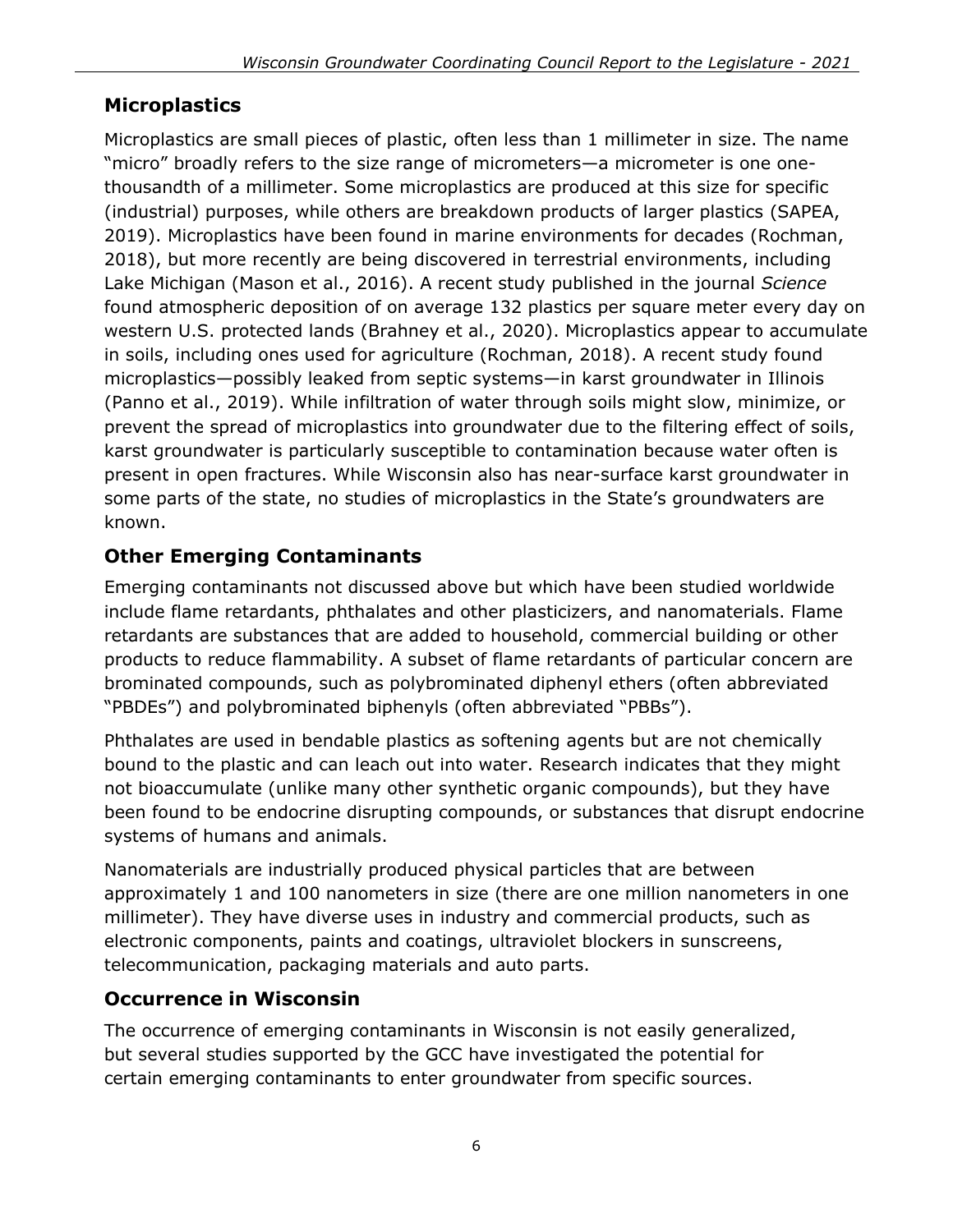## Microplastics

Microplastics are small pieces of plastic, often less than 1 millimeter in size. The name "micro" broadly refers to the size range of micrometers—a micrometer is one one-thousandth of a millimeter. Some microplastics are produced at this size for specific (industrial) purposes, while others are breakdown products of larger plastics (SAPEA, 2019). Microplastics have been found in marine environments for decades (Rochman, 2018), but more recently are being discovered in terrestrial environments, including Lake Michigan (Mason et al., 2016). A recent study published in the journal *Science* found atmospheric deposition of on average 132 plastics per square meter every day on western U.S. protected lands (Brahney et al., 2020). Microplastics appear to accumulate in soils, including ones used for agriculture (Rochman, 2018). A recent study found microplastics—possibly leaked from septic systems—in karst groundwater in Illinois (Panno et al., 2019). While infiltration of water through soils might slow, minimize, or prevent the spread of microplastics into groundwater due to the filtering effect of soils, karst groundwater is particularly susceptible to contamination because water often is present in open fractures. While Wisconsin also has near-surface karst groundwater in some parts of the state, no studies of microplastics in the State's groundwaters are known.

## Other Emerging Contaminants

Emerging contaminants not discussed above but which have been studied worldwide include flame retardants, phthalates and other plasticizers, and nanomaterials. Flame retardants are substances that are added to household, commercial building or other products to reduce flammability. A subset of flame retardants of particular concern are brominated compounds, such as polybrominated diphenyl ethers (often abbreviated "PBDEs") and polybrominated biphenyls (often abbreviated "PBBs").

Phthalates are used in bendable plastics as softening agents but are not chemically bound to the plastic and can leach out into water. Research indicates that they might not bioaccumulate (unlike many other synthetic organic compounds), but they have been found to be endocrine disrupting compounds, or substances that disrupt endocrine systems of humans and animals.

Nanomaterials are industrially produced physical particles that are between approximately 1 and 100 nanometers in size (there are one million nanometers in one millimeter). They have diverse uses in industry and commercial products, such as electronic components, paints and coatings, ultraviolet blockers in sunscreens, telecommunication, packaging materials and auto parts.

## Occurrence in Wisconsin

The occurrence of emerging contaminants in Wisconsin is not easily generalized, but several studies supported by the GCC have investigated the potential for certain emerging contaminants to enter groundwater from specific sources.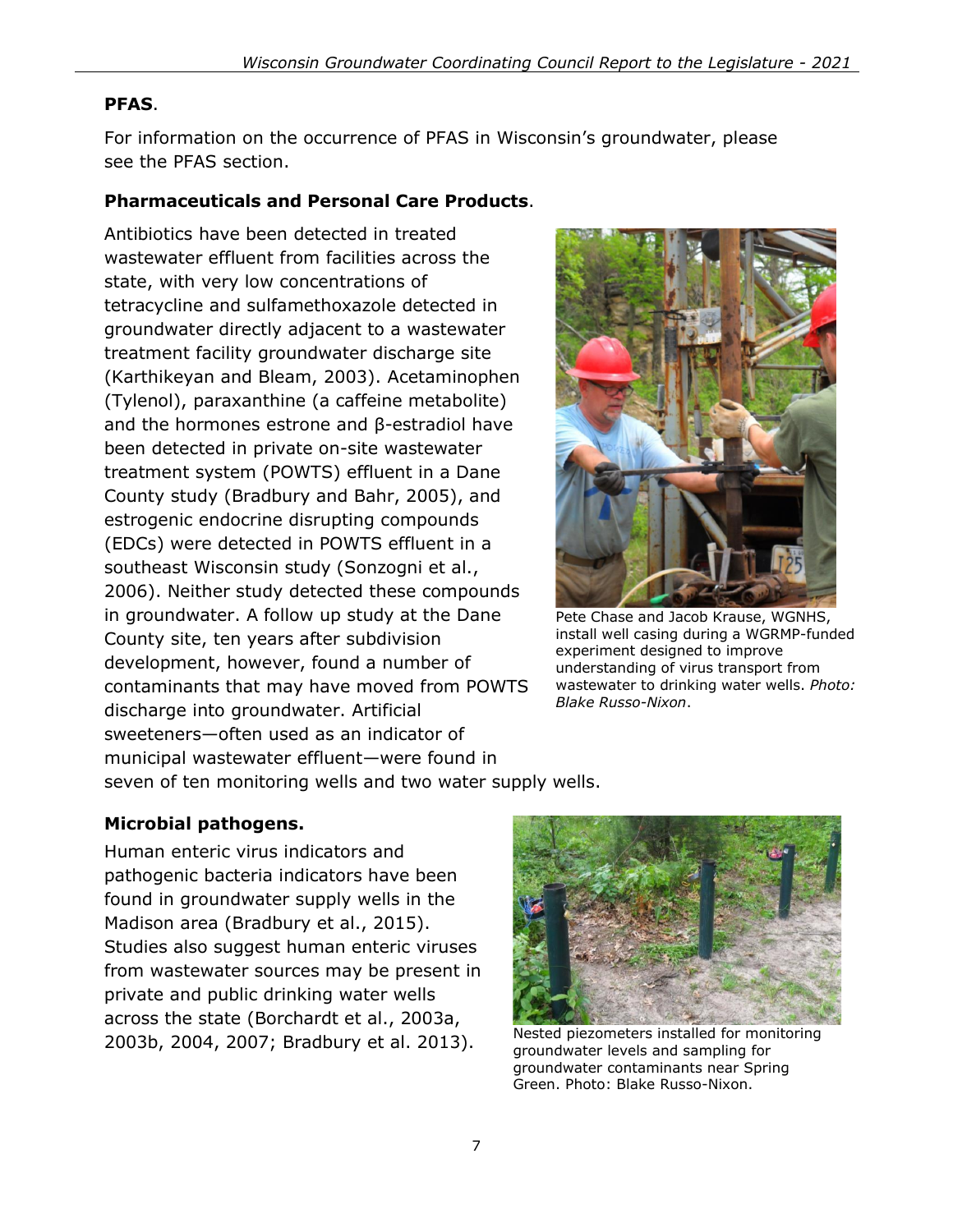**PFAS**.

For information on the occurrence of PFAS in Wisconsin's groundwater, please see the PFAS section.

**Pharmaceuticals and Personal Care Products**.

Antibiotics have been detected in treated wastewater effluent from facilities across the state, with very low concentrations of tetracycline and sulfamethoxazole detected in groundwater directly adjacent to a wastewater treatment facility groundwater discharge site (Karthikeyan and Bleam, 2003). Acetaminophen (Tylenol), paraxanthine (a caffeine metabolite) and the hormones estrone and β-estradiol have been detected in private on-site wastewater treatment system (POWTS) effluent in a Dane County study (Bradbury and Bahr, 2005), and estrogenic endocrine disrupting compounds (EDCs) were detected in POWTS effluent in a southeast Wisconsin study (Sonzogni et al., 2006). Neither study detected these compounds in groundwater. A follow up study at the Dane County site, ten years after subdivision development, however, found a number of contaminants that may have moved from POWTS discharge into groundwater. Artificial sweeteners—often used as an indicator of municipal wastewater effluent—were found in seven of ten monitoring wells and two water supply wells.

Pete Chase and Jacob Krause, WGNHS, install well casing during a WGRMP-funded experiment designed to improve understanding of virus transport from wastewater to drinking water wells. *Photo: Blake Russo-Nixon*.

**Microbial pathogens.**

Human enteric virus indicators and pathogenic bacteria indicators have been found in groundwater supply wells in the Madison area (Bradbury et al., 2015). Studies also suggest human enteric viruses from wastewater sources may be present in private and public drinking water wells across the state (Borchardt et al., 2003a, 2003b, 2004, 2007; Bradbury et al. 2013).

Nested piezometers installed for monitoring groundwater levels and sampling for groundwater contaminants near Spring Green. Photo: Blake Russo-Nixon.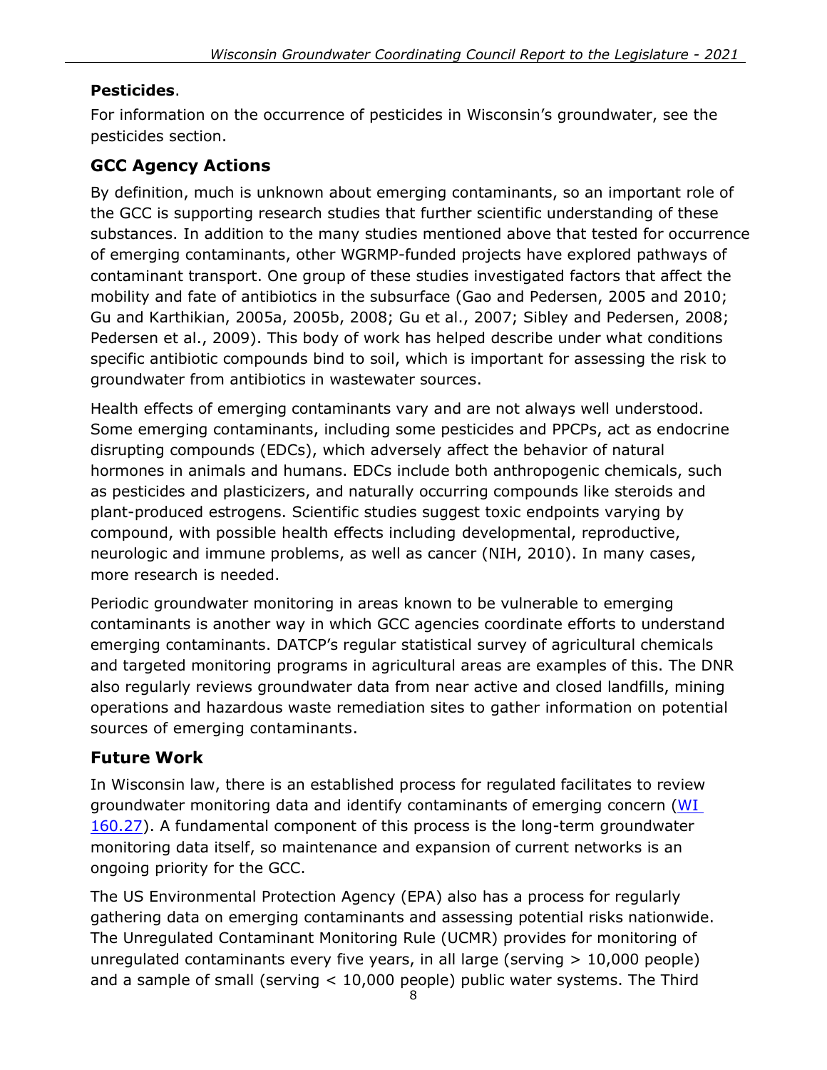**Pesticides**.

For information on the occurrence of pesticides in Wisconsin's groundwater, see the pesticides section.

## GCC Agency Actions

By definition, much is unknown about emerging contaminants, so an important role of the GCC is supporting research studies that further scientific understanding of these substances. In addition to the many studies mentioned above that tested for occurrence of emerging contaminants, other WGRMP-funded projects have explored pathways of contaminant transport. One group of these studies investigated factors that affect the mobility and fate of antibiotics in the subsurface (Gao and Pedersen, 2005 and 2010; Gu and Karthikian, 2005a, 2005b, 2008; Gu et al., 2007; Sibley and Pedersen, 2008; Pedersen et al., 2009). This body of work has helped describe under what conditions specific antibiotic compounds bind to soil, which is important for assessing the risk to groundwater from antibiotics in wastewater sources.

Health effects of emerging contaminants vary and are not always well understood. Some emerging contaminants, including some pesticides and PPCPs, act as endocrine disrupting compounds (EDCs), which adversely affect the behavior of natural hormones in animals and humans. EDCs include both anthropogenic chemicals, such as pesticides and plasticizers, and naturally occurring compounds like steroids and plant-produced estrogens. Scientific studies suggest toxic endpoints varying by compound, with possible health effects including developmental, reproductive, neurologic and immune problems, as well as cancer (NIH, 2010). In many cases, more research is needed.

Periodic groundwater monitoring in areas known to be vulnerable to emerging contaminants is another way in which GCC agencies coordinate efforts to understand emerging contaminants. DATCP's regular statistical survey of agricultural chemicals and targeted monitoring programs in agricultural areas are examples of this. The DNR also regularly reviews groundwater data from near active and closed landfills, mining operations and hazardous waste remediation sites to gather information on potential sources of emerging contaminants.

## Future Work

In Wisconsin law, there is an established process for regulated facilitates to review groundwater monitoring data and identify contaminants of emerging concern ([WI 160.27](WI 160.27)). A fundamental component of this process is the long-term groundwater monitoring data itself, so maintenance and expansion of current networks is an ongoing priority for the GCC.

The US Environmental Protection Agency (EPA) also has a process for regularly gathering data on emerging contaminants and assessing potential risks nationwide. The Unregulated Contaminant Monitoring Rule (UCMR) provides for monitoring of unregulated contaminants every five years, in all large (serving > 10,000 people) and a sample of small (serving < 10,000 people) public water systems. The Third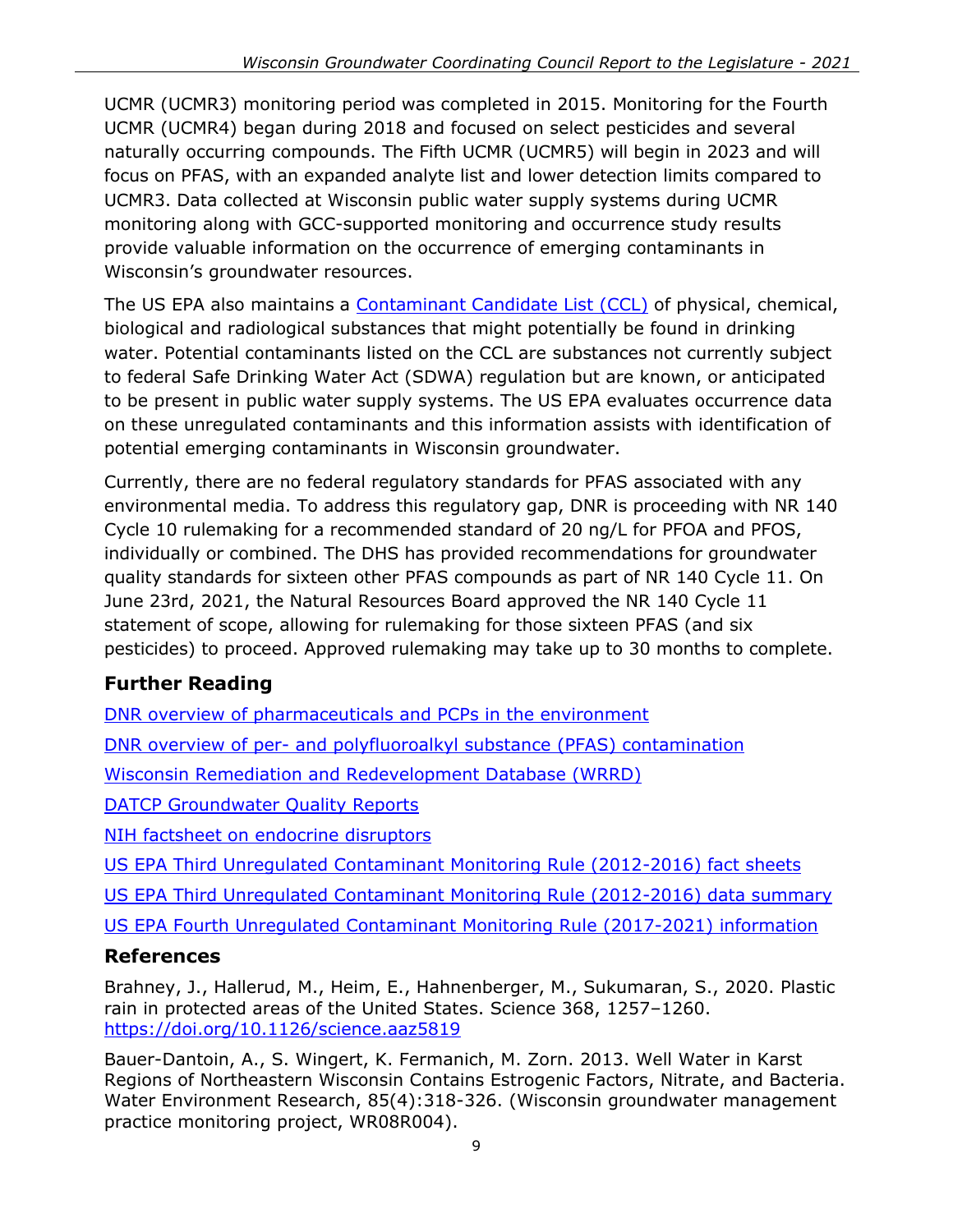UCMR (UCMR3) monitoring period was completed in 2015. Monitoring for the Fourth UCMR (UCMR4) began during 2018 and focused on select pesticides and several naturally occurring compounds. The Fifth UCMR (UCMR5) will begin in 2023 and will focus on PFAS, with an expanded analyte list and lower detection limits compared to UCMR3. Data collected at Wisconsin public water supply systems during UCMR monitoring along with GCC-supported monitoring and occurrence study results provide valuable information on the occurrence of emerging contaminants in Wisconsin's groundwater resources.

The US EPA also maintains a Contaminant Candidate List (CCL) of physical, chemical, biological and radiological substances that might potentially be found in drinking water. Potential contaminants listed on the CCL are substances not currently subject to federal Safe Drinking Water Act (SDWA) regulation but are known, or anticipated to be present in public water supply systems. The US EPA evaluates occurrence data on these unregulated contaminants and this information assists with identification of potential emerging contaminants in Wisconsin groundwater.

Currently, there are no federal regulatory standards for PFAS associated with any environmental media. To address this regulatory gap, DNR is proceeding with NR 140 Cycle 10 rulemaking for a recommended standard of 20 ng/L for PFOA and PFOS, individually or combined. The DHS has provided recommendations for groundwater quality standards for sixteen other PFAS compounds as part of NR 140 Cycle 11. On June 23rd, 2021, the Natural Resources Board approved the NR 140 Cycle 11 statement of scope, allowing for rulemaking for those sixteen PFAS (and six pesticides) to proceed. Approved rulemaking may take up to 30 months to complete.

## Further Reading

DNR overview of pharmaceuticals and PCPs in the environment

DNR overview of per- and polyfluoroalkyl substance (PFAS) contamination

Wisconsin Remediation and Redevelopment Database (WRRD)

DATCP Groundwater Quality Reports

NIH factsheet on endocrine disruptors

US EPA Third Unregulated Contaminant Monitoring Rule (2012-2016) fact sheets

US EPA Third Unregulated Contaminant Monitoring Rule (2012-2016) data summary

US EPA Fourth Unregulated Contaminant Monitoring Rule (2017-2021) information

## References

Brahney, J., Hallerud, M., Heim, E., Hahnenberger, M., Sukumaran, S., 2020. Plastic rain in protected areas of the United States. Science 368, 1257–1260. https://doi.org/10.1126/science.aaz5819

Bauer-Dantoin, A., S. Wingert, K. Fermanich, M. Zorn. 2013. Well Water in Karst Regions of Northeastern Wisconsin Contains Estrogenic Factors, Nitrate, and Bacteria. Water Environment Research, 85(4):318-326. (Wisconsin groundwater management practice monitoring project, WR08R004).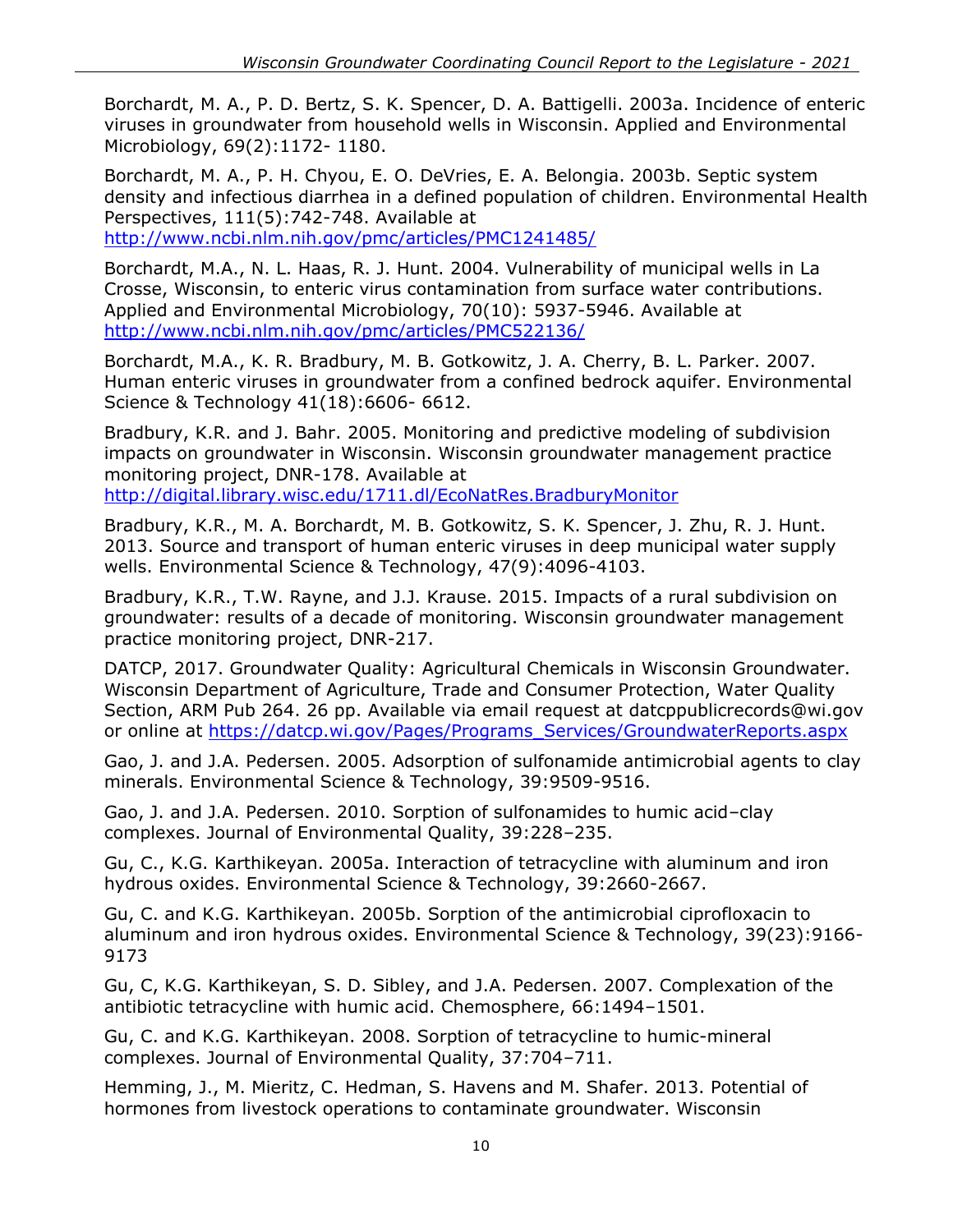Borchardt, M. A., P. D. Bertz, S. K. Spencer, D. A. Battigelli. 2003a. Incidence of enteric viruses in groundwater from household wells in Wisconsin. Applied and Environmental Microbiology, 69(2):1172- 1180.

Borchardt, M. A., P. H. Chyou, E. O. DeVries, E. A. Belongia. 2003b. Septic system density and infectious diarrhea in a defined population of children. Environmental Health Perspectives, 111(5):742-748. Available at http://www.ncbi.nlm.nih.gov/pmc/articles/PMC1241485/

Borchardt, M.A., N. L. Haas, R. J. Hunt. 2004. Vulnerability of municipal wells in La Crosse, Wisconsin, to enteric virus contamination from surface water contributions. Applied and Environmental Microbiology, 70(10): 5937-5946. Available at http://www.ncbi.nlm.nih.gov/pmc/articles/PMC522136/

Borchardt, M.A., K. R. Bradbury, M. B. Gotkowitz, J. A. Cherry, B. L. Parker. 2007. Human enteric viruses in groundwater from a confined bedrock aquifer. Environmental Science & Technology 41(18):6606- 6612.

Bradbury, K.R. and J. Bahr. 2005. Monitoring and predictive modeling of subdivision impacts on groundwater in Wisconsin. Wisconsin groundwater management practice monitoring project, DNR-178. Available at http://digital.library.wisc.edu/1711.dl/EcoNatRes.BradburyMonitor

Bradbury, K.R., M. A. Borchardt, M. B. Gotkowitz, S. K. Spencer, J. Zhu, R. J. Hunt. 2013. Source and transport of human enteric viruses in deep municipal water supply wells. Environmental Science & Technology, 47(9):4096-4103.

Bradbury, K.R., T.W. Rayne, and J.J. Krause. 2015. Impacts of a rural subdivision on groundwater: results of a decade of monitoring. Wisconsin groundwater management practice monitoring project, DNR-217.

DATCP, 2017. Groundwater Quality: Agricultural Chemicals in Wisconsin Groundwater. Wisconsin Department of Agriculture, Trade and Consumer Protection, Water Quality Section, ARM Pub 264. 26 pp. Available via email request at datcppublicrecords@wi.gov or online at https://datcp.wi.gov/Pages/Programs_Services/GroundwaterReports.aspx

Gao, J. and J.A. Pedersen. 2005. Adsorption of sulfonamide antimicrobial agents to clay minerals. Environmental Science & Technology, 39:9509-9516.

Gao, J. and J.A. Pedersen. 2010. Sorption of sulfonamides to humic acid–clay complexes. Journal of Environmental Quality, 39:228–235.

Gu, C., K.G. Karthikeyan. 2005a. Interaction of tetracycline with aluminum and iron hydrous oxides. Environmental Science & Technology, 39:2660-2667.

Gu, C. and K.G. Karthikeyan. 2005b. Sorption of the antimicrobial ciprofloxacin to aluminum and iron hydrous oxides. Environmental Science & Technology, 39(23):9166-9173

Gu, C, K.G. Karthikeyan, S. D. Sibley, and J.A. Pedersen. 2007. Complexation of the antibiotic tetracycline with humic acid. Chemosphere, 66:1494–1501.

Gu, C. and K.G. Karthikeyan. 2008. Sorption of tetracycline to humic-mineral complexes. Journal of Environmental Quality, 37:704–711.

Hemming, J., M. Mieritz, C. Hedman, S. Havens and M. Shafer. 2013. Potential of hormones from livestock operations to contaminate groundwater. Wisconsin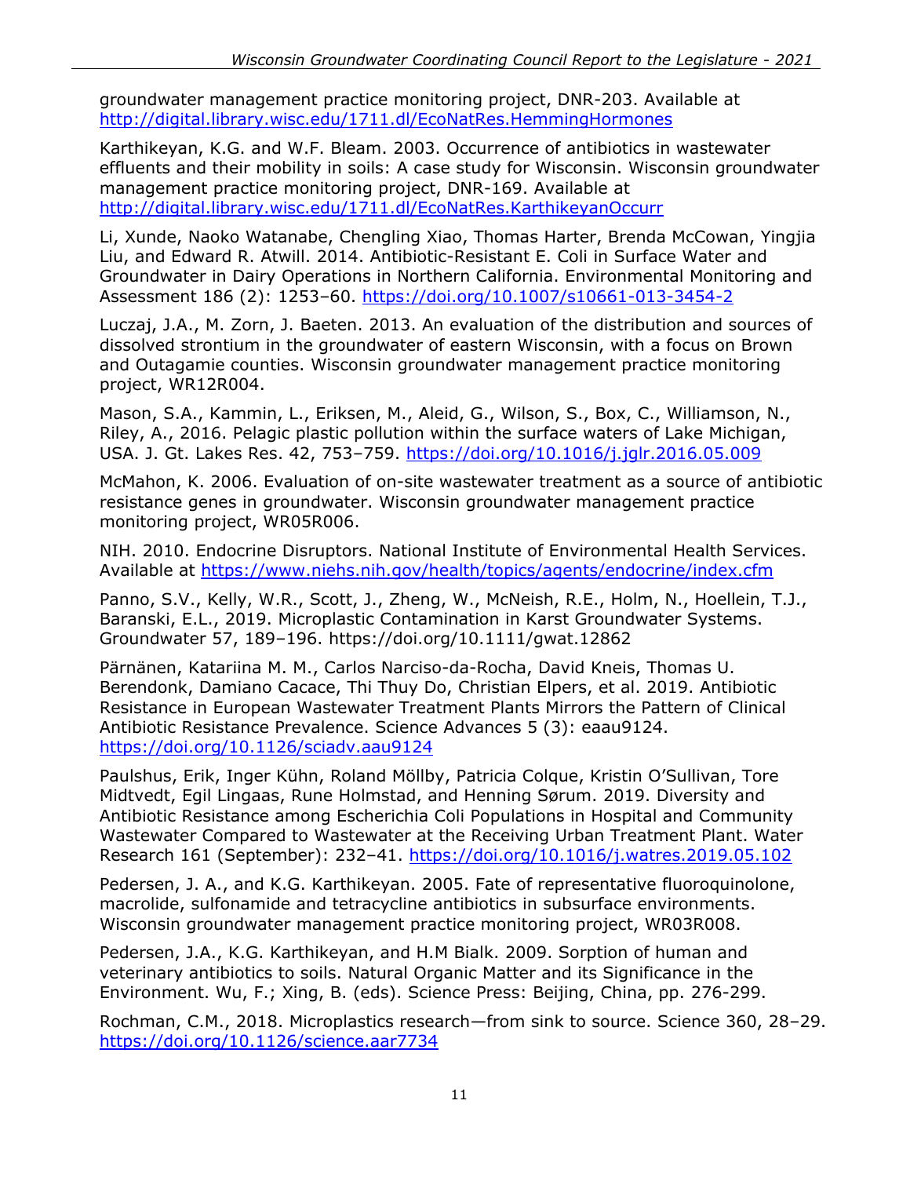groundwater management practice monitoring project, DNR-203. Available at http://digital.library.wisc.edu/1711.dl/EcoNatRes.HemmingHormones

Karthikeyan, K.G. and W.F. Bleam. 2003. Occurrence of antibiotics in wastewater effluents and their mobility in soils: A case study for Wisconsin. Wisconsin groundwater management practice monitoring project, DNR-169. Available at http://digital.library.wisc.edu/1711.dl/EcoNatRes.KarthikeyanOccurr

Li, Xunde, Naoko Watanabe, Chengling Xiao, Thomas Harter, Brenda McCowan, Yingjia Liu, and Edward R. Atwill. 2014. Antibiotic-Resistant E. Coli in Surface Water and Groundwater in Dairy Operations in Northern California. Environmental Monitoring and Assessment 186 (2): 1253–60. https://doi.org/10.1007/s10661-013-3454-2

Luczaj, J.A., M. Zorn, J. Baeten. 2013. An evaluation of the distribution and sources of dissolved strontium in the groundwater of eastern Wisconsin, with a focus on Brown and Outagamie counties. Wisconsin groundwater management practice monitoring project, WR12R004.

Mason, S.A., Kammin, L., Eriksen, M., Aleid, G., Wilson, S., Box, C., Williamson, N., Riley, A., 2016. Pelagic plastic pollution within the surface waters of Lake Michigan, USA. J. Gt. Lakes Res. 42, 753–759. https://doi.org/10.1016/j.jglr.2016.05.009

McMahon, K. 2006. Evaluation of on-site wastewater treatment as a source of antibiotic resistance genes in groundwater. Wisconsin groundwater management practice monitoring project, WR05R006.

NIH. 2010. Endocrine Disruptors. National Institute of Environmental Health Services. Available at https://www.niehs.nih.gov/health/topics/agents/endocrine/index.cfm

Panno, S.V., Kelly, W.R., Scott, J., Zheng, W., McNeish, R.E., Holm, N., Hoellein, T.J., Baranski, E.L., 2019. Microplastic Contamination in Karst Groundwater Systems. Groundwater 57, 189–196. https://doi.org/10.1111/gwat.12862

Pärnänen, Katariina M. M., Carlos Narciso-da-Rocha, David Kneis, Thomas U. Berendonk, Damiano Cacace, Thi Thuy Do, Christian Elpers, et al. 2019. Antibiotic Resistance in European Wastewater Treatment Plants Mirrors the Pattern of Clinical Antibiotic Resistance Prevalence. Science Advances 5 (3): eaau9124. https://doi.org/10.1126/sciadv.aau9124

Paulshus, Erik, Inger Kühn, Roland Möllby, Patricia Colque, Kristin O'Sullivan, Tore Midtvedt, Egil Lingaas, Rune Holmstad, and Henning Sørum. 2019. Diversity and Antibiotic Resistance among Escherichia Coli Populations in Hospital and Community Wastewater Compared to Wastewater at the Receiving Urban Treatment Plant. Water Research 161 (September): 232–41. https://doi.org/10.1016/j.watres.2019.05.102

Pedersen, J. A., and K.G. Karthikeyan. 2005. Fate of representative fluoroquinolone, macrolide, sulfonamide and tetracycline antibiotics in subsurface environments. Wisconsin groundwater management practice monitoring project, WR03R008.

Pedersen, J.A., K.G. Karthikeyan, and H.M Bialk. 2009. Sorption of human and veterinary antibiotics to soils. Natural Organic Matter and its Significance in the Environment. Wu, F.; Xing, B. (eds). Science Press: Beijing, China, pp. 276-299.

Rochman, C.M., 2018. Microplastics research—from sink to source. Science 360, 28–29. https://doi.org/10.1126/science.aar7734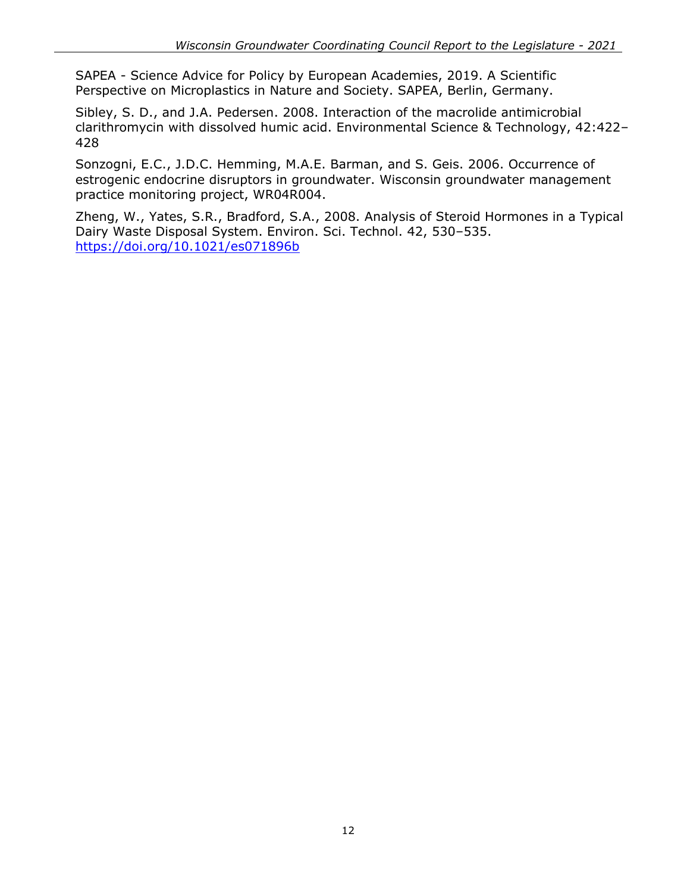SAPEA - Science Advice for Policy by European Academies, 2019. A Scientific Perspective on Microplastics in Nature and Society. SAPEA, Berlin, Germany.

Sibley, S. D., and J.A. Pedersen. 2008. Interaction of the macrolide antimicrobial clarithromycin with dissolved humic acid. Environmental Science & Technology, 42:422–428

Sonzogni, E.C., J.D.C. Hemming, M.A.E. Barman, and S. Geis. 2006. Occurrence of estrogenic endocrine disruptors in groundwater. Wisconsin groundwater management practice monitoring project, WR04R004.

Zheng, W., Yates, S.R., Bradford, S.A., 2008. Analysis of Steroid Hormones in a Typical Dairy Waste Disposal System. Environ. Sci. Technol. 42, 530–535. https://doi.org/10.1021/es071896b